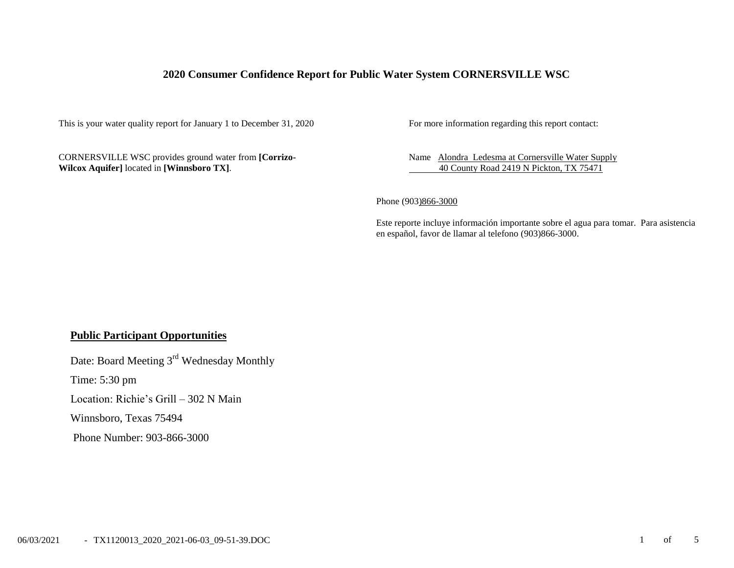# 2020 Consumer Confidence Report for Public Water System CORNERSVILLE WSC

This is your water quality report for January 1 to December 31, 2020

CORNERSVILLE WSC provides ground water from **[Corrizo-Wilcox Aquifer]** located in **[Winnsboro TX]**.

For more information regarding this report contact:

Name Alondra Ledesma at Cornersville Water Supply
40 County Road 2419 N Pickton, TX 75471

Phone (903)866-3000

Este reporte incluye información importante sobre el agua para tomar. Para asistencia en español, favor de llamar al telefono (903)866-3000.

## Public Participant Opportunities

Date: Board Meeting 3rd Wednesday Monthly

Time: 5:30 pm

Location: Richie's Grill – 302 N Main

Winnsboro, Texas 75494

Phone Number: 903-866-3000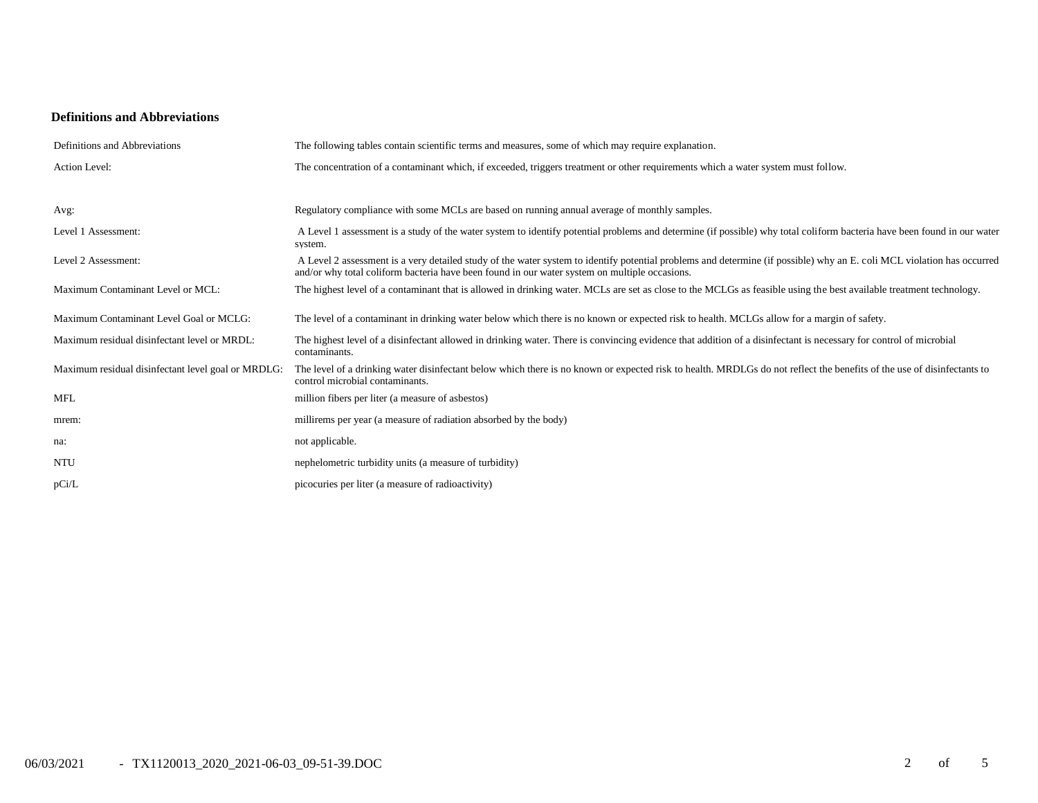## Definitions and Abbreviations

| Definitions and Abbreviations | The following tables contain scientific terms and measures, some of which may require explanation. |
|---|---|
| Action Level: | The concentration of a contaminant which, if exceeded, triggers treatment or other requirements which a water system must follow. |
| Avg: | Regulatory compliance with some MCLs are based on running annual average of monthly samples. |
| Level 1 Assessment: | A Level 1 assessment is a study of the water system to identify potential problems and determine (if possible) why total coliform bacteria have been found in our water system. |
| Level 2 Assessment: | A Level 2 assessment is a very detailed study of the water system to identify potential problems and determine (if possible) why an E. coli MCL violation has occurred and/or why total coliform bacteria have been found in our water system on multiple occasions. |
| Maximum Contaminant Level or MCL: | The highest level of a contaminant that is allowed in drinking water. MCLs are set as close to the MCLGs as feasible using the best available treatment technology. |
| Maximum Contaminant Level Goal or MCLG: | The level of a contaminant in drinking water below which there is no known or expected risk to health. MCLGs allow for a margin of safety. |
| Maximum residual disinfectant level or MRDL: | The highest level of a disinfectant allowed in drinking water. There is convincing evidence that addition of a disinfectant is necessary for control of microbial contaminants. |
| Maximum residual disinfectant level goal or MRDLG: | The level of a drinking water disinfectant below which there is no known or expected risk to health. MRDLGs do not reflect the benefits of the use of disinfectants to control microbial contaminants. |
| MFL | million fibers per liter (a measure of asbestos) |
| mrem: | millirems per year (a measure of radiation absorbed by the body) |
| na: | not applicable. |
| NTU | nephelometric turbidity units (a measure of turbidity) |
| pCi/L | picocuries per liter (a measure of radioactivity) |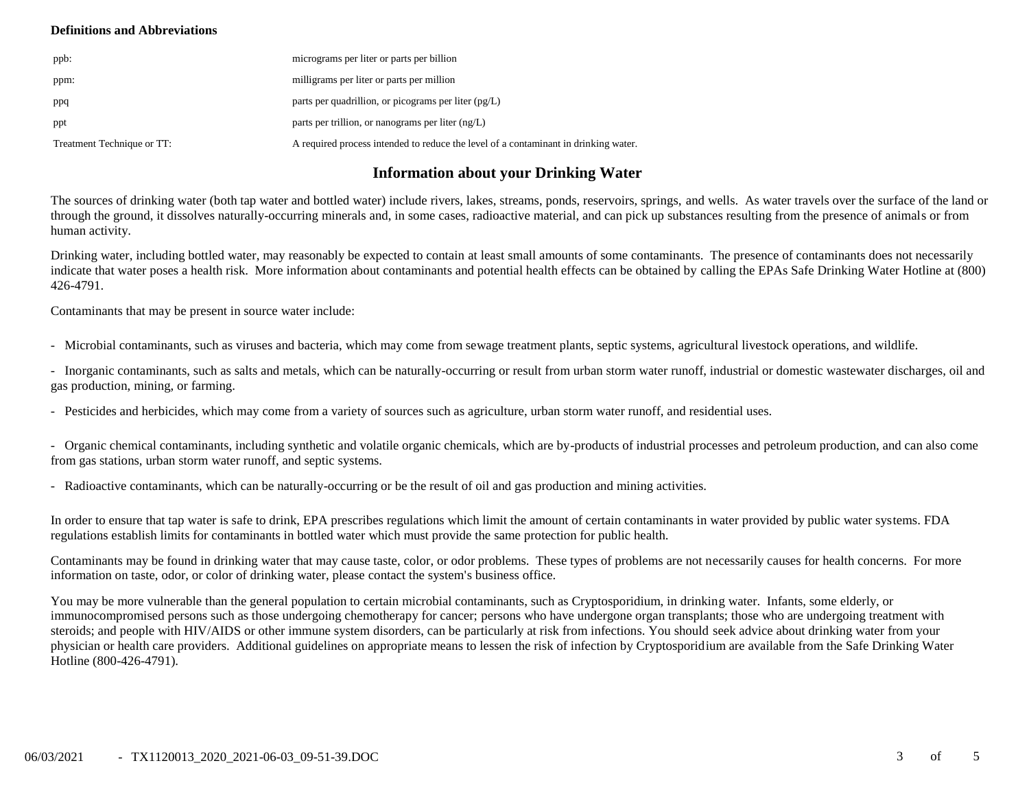**Definitions and Abbreviations**

| | |
|---|---|
| ppb: | micrograms per liter or parts per billion |
| ppm: | milligrams per liter or parts per million |
| ppq | parts per quadrillion, or picograms per liter (pg/L) |
| ppt | parts per trillion, or nanograms per liter (ng/L) |
| Treatment Technique or TT: | A required process intended to reduce the level of a contaminant in drinking water. |

## Information about your Drinking Water

The sources of drinking water (both tap water and bottled water) include rivers, lakes, streams, ponds, reservoirs, springs, and wells. As water travels over the surface of the land or through the ground, it dissolves naturally-occurring minerals and, in some cases, radioactive material, and can pick up substances resulting from the presence of animals or from human activity.

Drinking water, including bottled water, may reasonably be expected to contain at least small amounts of some contaminants. The presence of contaminants does not necessarily indicate that water poses a health risk. More information about contaminants and potential health effects can be obtained by calling the EPAs Safe Drinking Water Hotline at (800) 426-4791.

Contaminants that may be present in source water include:

- Microbial contaminants, such as viruses and bacteria, which may come from sewage treatment plants, septic systems, agricultural livestock operations, and wildlife.

- Inorganic contaminants, such as salts and metals, which can be naturally-occurring or result from urban storm water runoff, industrial or domestic wastewater discharges, oil and gas production, mining, or farming.

- Pesticides and herbicides, which may come from a variety of sources such as agriculture, urban storm water runoff, and residential uses.

- Organic chemical contaminants, including synthetic and volatile organic chemicals, which are by-products of industrial processes and petroleum production, and can also come from gas stations, urban storm water runoff, and septic systems.

- Radioactive contaminants, which can be naturally-occurring or be the result of oil and gas production and mining activities.

In order to ensure that tap water is safe to drink, EPA prescribes regulations which limit the amount of certain contaminants in water provided by public water systems. FDA regulations establish limits for contaminants in bottled water which must provide the same protection for public health.

Contaminants may be found in drinking water that may cause taste, color, or odor problems. These types of problems are not necessarily causes for health concerns. For more information on taste, odor, or color of drinking water, please contact the system's business office.

You may be more vulnerable than the general population to certain microbial contaminants, such as Cryptosporidium, in drinking water. Infants, some elderly, or immunocompromised persons such as those undergoing chemotherapy for cancer; persons who have undergone organ transplants; those who are undergoing treatment with steroids; and people with HIV/AIDS or other immune system disorders, can be particularly at risk from infections. You should seek advice about drinking water from your physician or health care providers. Additional guidelines on appropriate means to lessen the risk of infection by Cryptosporidium are available from the Safe Drinking Water Hotline (800-426-4791).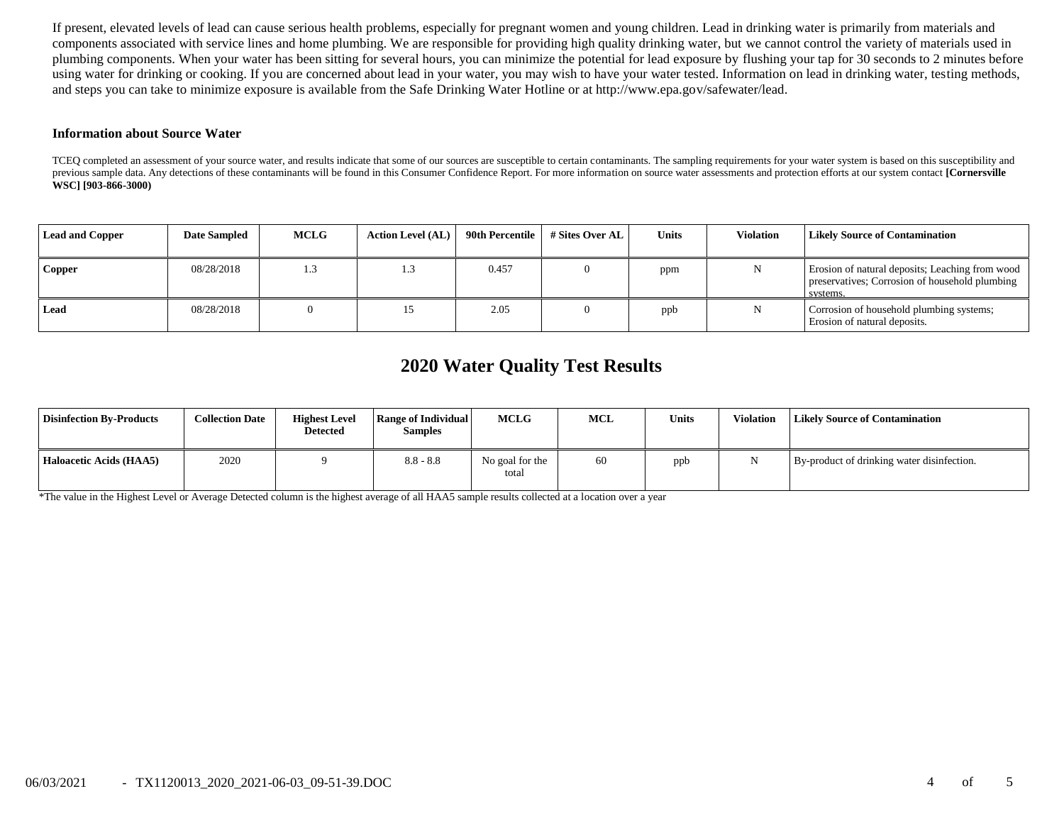If present, elevated levels of lead can cause serious health problems, especially for pregnant women and young children. Lead in drinking water is primarily from materials and components associated with service lines and home plumbing. We are responsible for providing high quality drinking water, but we cannot control the variety of materials used in plumbing components. When your water has been sitting for several hours, you can minimize the potential for lead exposure by flushing your tap for 30 seconds to 2 minutes before using water for drinking or cooking. If you are concerned about lead in your water, you may wish to have your water tested. Information on lead in drinking water, testing methods, and steps you can take to minimize exposure is available from the Safe Drinking Water Hotline or at http://www.epa.gov/safewater/lead.

### Information about Source Water

TCEQ completed an assessment of your source water, and results indicate that some of our sources are susceptible to certain contaminants. The sampling requirements for your water system is based on this susceptibility and previous sample data. Any detections of these contaminants will be found in this Consumer Confidence Report. For more information on source water assessments and protection efforts at our system contact **[Cornersville WSC] [903-866-3000)**

| Lead and Copper | Date Sampled | MCLG | Action Level (AL) | 90th Percentile | # Sites Over AL | Units | Violation | Likely Source of Contamination |
|---|---|---|---|---|---|---|---|---|
| **Copper** | 08/28/2018 | 1.3 | 1.3 | 0.457 | 0 | ppm | N | Erosion of natural deposits; Leaching from wood preservatives; Corrosion of household plumbing systems. |
| **Lead** | 08/28/2018 | 0 | 15 | 2.05 | 0 | ppb | N | Corrosion of household plumbing systems; Erosion of natural deposits. |

## 2020 Water Quality Test Results

| Disinfection By-Products | Collection Date | Highest Level Detected | Range of Individual Samples | MCLG | MCL | Units | Violation | Likely Source of Contamination |
|---|---|---|---|---|---|---|---|---|
| **Haloacetic Acids (HAA5)** | 2020 | 9 | 8.8 - 8.8 | No goal for the total | 60 | ppb | N | By-product of drinking water disinfection. |

*The value in the Highest Level or Average Detected column is the highest average of all HAA5 sample results collected at a location over a year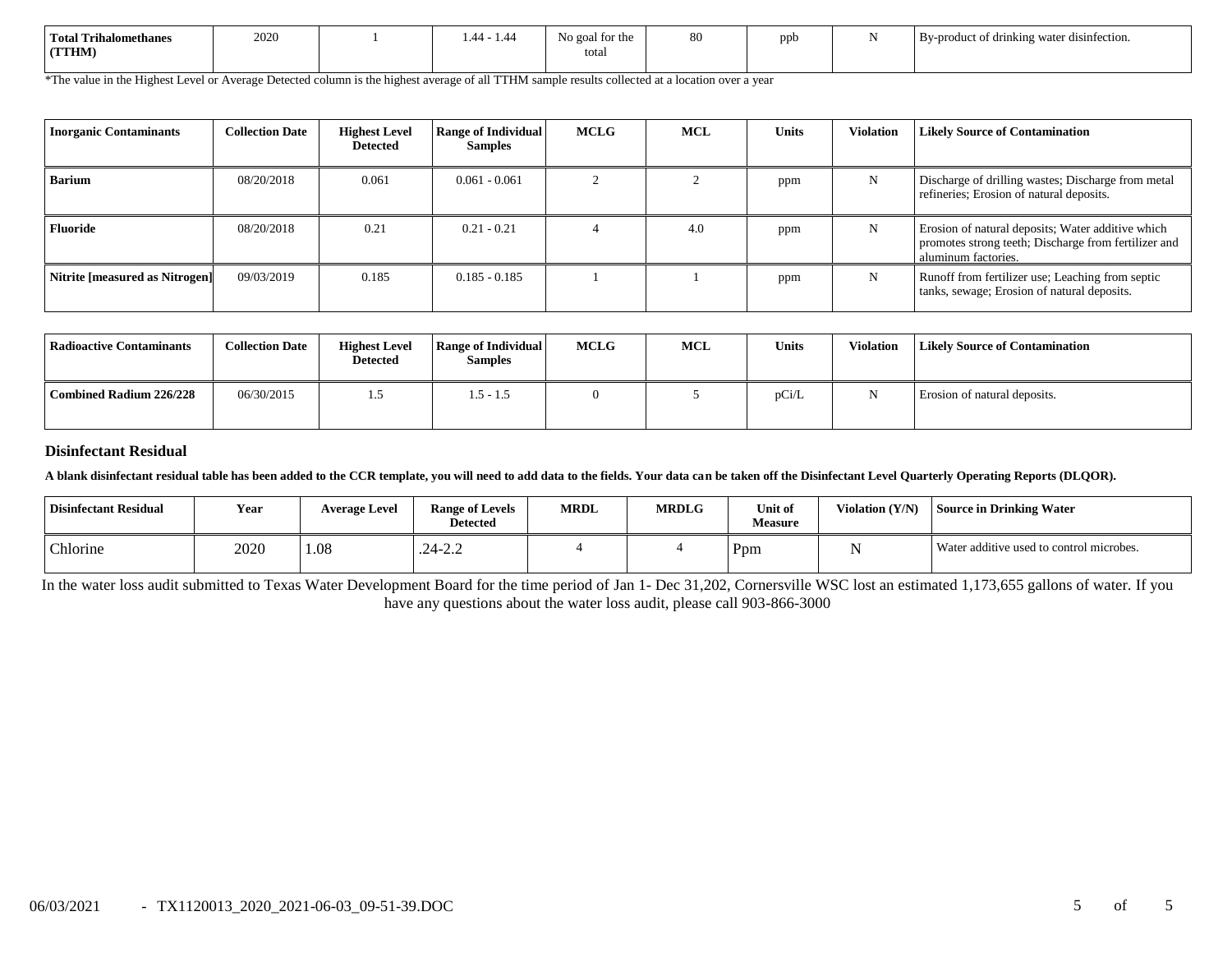| | | | | | | | | |
|---|---|---|---|---|---|---|---|---|
| **Total Trihalomethanes (TTHM)** | 2020 | 1 | 1.44 - 1.44 | No goal for the total | 80 | ppb | N | By-product of drinking water disinfection. |

*The value in the Highest Level or Average Detected column is the highest average of all TTHM sample results collected at a location over a year

| Inorganic Contaminants | Collection Date | Highest Level Detected | Range of Individual Samples | MCLG | MCL | Units | Violation | Likely Source of Contamination |
|---|---|---|---|---|---|---|---|---|
| **Barium** | 08/20/2018 | 0.061 | 0.061 - 0.061 | 2 | 2 | ppm | N | Discharge of drilling wastes; Discharge from metal refineries; Erosion of natural deposits. |
| **Fluoride** | 08/20/2018 | 0.21 | 0.21 - 0.21 | 4 | 4.0 | ppm | N | Erosion of natural deposits; Water additive which promotes strong teeth; Discharge from fertilizer and aluminum factories. |
| **Nitrite [measured as Nitrogen]** | 09/03/2019 | 0.185 | 0.185 - 0.185 | 1 | 1 | ppm | N | Runoff from fertilizer use; Leaching from septic tanks, sewage; Erosion of natural deposits. |

| Radioactive Contaminants | Collection Date | Highest Level Detected | Range of Individual Samples | MCLG | MCL | Units | Violation | Likely Source of Contamination |
|---|---|---|---|---|---|---|---|---|
| **Combined Radium 226/228** | 06/30/2015 | 1.5 | 1.5 - 1.5 | 0 | 5 | pCi/L | N | Erosion of natural deposits. |

### Disinfectant Residual

**A blank disinfectant residual table has been added to the CCR template, you will need to add data to the fields. Your data can be taken off the Disinfectant Level Quarterly Operating Reports (DLQOR).**

| Disinfectant Residual | Year | Average Level | Range of Levels Detected | MRDL | MRDLG | Unit of Measure | Violation (Y/N) | Source in Drinking Water |
|---|---|---|---|---|---|---|---|---|
| Chlorine | 2020 | 1.08 | .24-2.2 | 4 | 4 | Ppm | N | Water additive used to control microbes. |

In the water loss audit submitted to Texas Water Development Board for the time period of Jan 1- Dec 31,202, Cornersville WSC lost an estimated 1,173,655 gallons of water. If you have any questions about the water loss audit, please call 903-866-3000